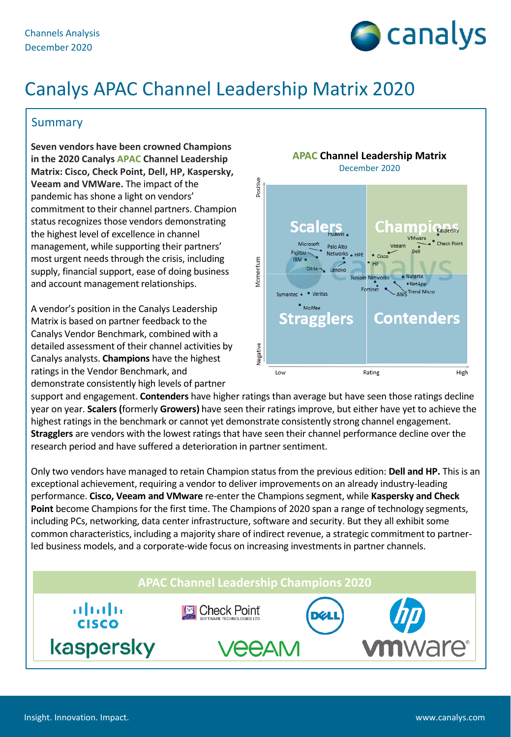Channels Analysis
December 2020

# Canalys APAC Channel Leadership Matrix 2020

## Summary

**Seven vendors have been crowned Champions in the 2020 Canalys APAC Channel Leadership Matrix: Cisco, Check Point, Dell, HP, Kaspersky, Veeam and VMWare.** The impact of the pandemic has shone a light on vendors' commitment to their channel partners. Champion status recognizes those vendors demonstrating the highest level of excellence in channel management, while supporting their partners' most urgent needs through the crisis, including supply, financial support, ease of doing business and account management relationships.

**APAC Channel Leadership Matrix**
December 2020

- Champions: Kaspersky, VMware, Check Point, Veeam, Dell, Cisco, HP
- Scalers: Huawei, Microsoft, Palo Alto Networks, HPE, Fujitsu, IBM, Citrix, Lenovo
- Contenders: Juniper Networks, Nutanix, NetApp, Fortinet, AWS, Trend Micro
- Stragglers: Symantec, Veritas, McAfee

Axes: Momentum (Negative to Positive); Rating (Low to High)

A vendor's position in the Canalys Leadership Matrix is based on partner feedback to the Canalys Vendor Benchmark, combined with a detailed assessment of their channel activities by Canalys analysts. **Champions** have the highest ratings in the Vendor Benchmark, and demonstrate consistently high levels of partner support and engagement. **Contenders** have higher ratings than average but have seen those ratings decline year on year. **Scalers** (formerly **Growers)** have seen their ratings improve, but either have yet to achieve the highest ratings in the benchmark or cannot yet demonstrate consistently strong channel engagement. **Stragglers** are vendors with the lowest ratings that have seen their channel performance decline over the research period and have suffered a deterioration in partner sentiment.

Only two vendors have managed to retain Champion status from the previous edition: **Dell and HP.** This is an exceptional achievement, requiring a vendor to deliver improvements on an already industry-leading performance. **Cisco, Veeam and VMware** re-enter the Champions segment, while **Kaspersky and Check Point** become Champions for the first time. The Champions of 2020 span a range of technology segments, including PCs, networking, data center infrastructure, software and security. But they all exhibit some common characteristics, including a majority share of indirect revenue, a strategic commitment to partner-led business models, and a corporate-wide focus on increasing investments in partner channels.

**APAC Channel Leadership Champions 2020**

Cisco, Check Point, Dell, HP, Kaspersky, Veeam, VMware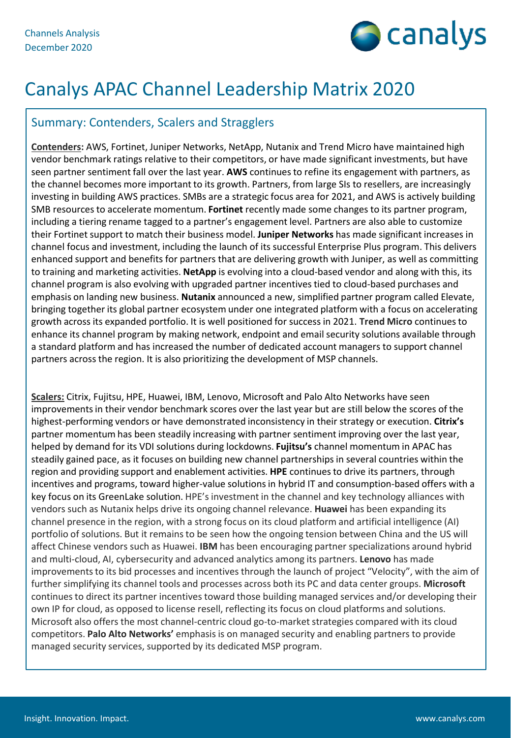# Canalys APAC Channel Leadership Matrix 2020

## Summary: Contenders, Scalers and Stragglers

**Contenders:** AWS, Fortinet, Juniper Networks, NetApp, Nutanix and Trend Micro have maintained high vendor benchmark ratings relative to their competitors, or have made significant investments, but have seen partner sentiment fall over the last year. **AWS** continues to refine its engagement with partners, as the channel becomes more important to its growth. Partners, from large SIs to resellers, are increasingly investing in building AWS practices. SMBs are a strategic focus area for 2021, and AWS is actively building SMB resources to accelerate momentum. **Fortinet** recently made some changes to its partner program, including a tiering rename tagged to a partner's engagement level. Partners are also able to customize their Fortinet support to match their business model. **Juniper Networks** has made significant increases in channel focus and investment, including the launch of its successful Enterprise Plus program. This delivers enhanced support and benefits for partners that are delivering growth with Juniper, as well as committing to training and marketing activities. **NetApp** is evolving into a cloud-based vendor and along with this, its channel program is also evolving with upgraded partner incentives tied to cloud-based purchases and emphasis on landing new business. **Nutanix** announced a new, simplified partner program called Elevate, bringing together its global partner ecosystem under one integrated platform with a focus on accelerating growth across its expanded portfolio. It is well positioned for success in 2021. **Trend Micro** continues to enhance its channel program by making network, endpoint and email security solutions available through a standard platform and has increased the number of dedicated account managers to support channel partners across the region. It is also prioritizing the development of MSP channels.

**Scalers:** Citrix, Fujitsu, HPE, Huawei, IBM, Lenovo, Microsoft and Palo Alto Networks have seen improvements in their vendor benchmark scores over the last year but are still below the scores of the highest-performing vendors or have demonstrated inconsistency in their strategy or execution. **Citrix's** partner momentum has been steadily increasing with partner sentiment improving over the last year, helped by demand for its VDI solutions during lockdowns. **Fujitsu's** channel momentum in APAC has steadily gained pace, as it focuses on building new channel partnerships in several countries within the region and providing support and enablement activities. **HPE** continues to drive its partners, through incentives and programs, toward higher-value solutions in hybrid IT and consumption-based offers with a key focus on its GreenLake solution. HPE's investment in the channel and key technology alliances with vendors such as Nutanix helps drive its ongoing channel relevance. **Huawei** has been expanding its channel presence in the region, with a strong focus on its cloud platform and artificial intelligence (AI) portfolio of solutions. But it remains to be seen how the ongoing tension between China and the US will affect Chinese vendors such as Huawei. **IBM** has been encouraging partner specializations around hybrid and multi-cloud, AI, cybersecurity and advanced analytics among its partners. **Lenovo** has made improvements to its bid processes and incentives through the launch of project "Velocity", with the aim of further simplifying its channel tools and processes across both its PC and data center groups. **Microsoft** continues to direct its partner incentives toward those building managed services and/or developing their own IP for cloud, as opposed to license resell, reflecting its focus on cloud platforms and solutions. Microsoft also offers the most channel-centric cloud go-to-market strategies compared with its cloud competitors. **Palo Alto Networks'** emphasis is on managed security and enabling partners to provide managed security services, supported by its dedicated MSP program.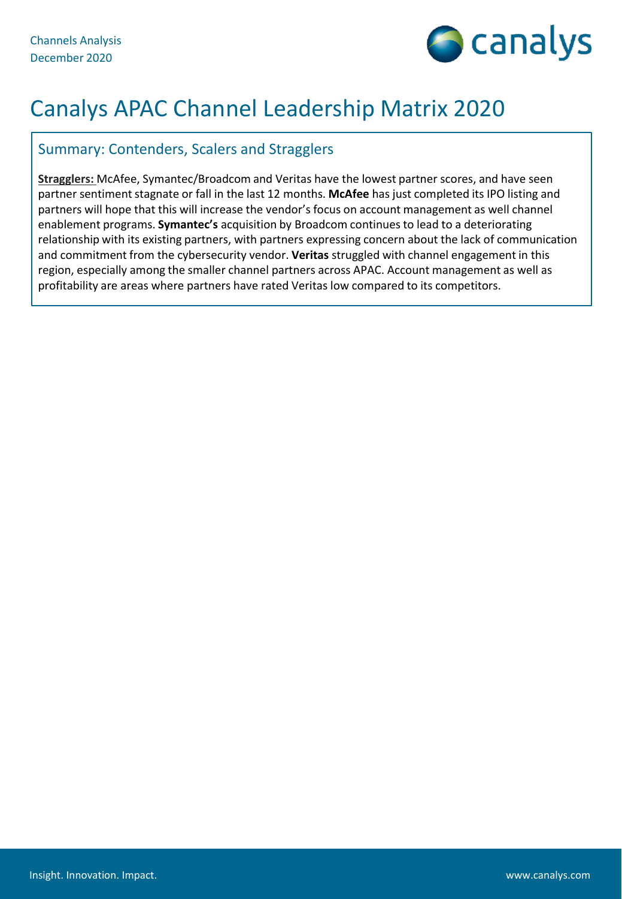Channels Analysis
December 2020

# Canalys APAC Channel Leadership Matrix 2020

## Summary: Contenders, Scalers and Stragglers

**Stragglers:** McAfee, Symantec/Broadcom and Veritas have the lowest partner scores, and have seen partner sentiment stagnate or fall in the last 12 months. **McAfee** has just completed its IPO listing and partners will hope that this will increase the vendor's focus on account management as well channel enablement programs. **Symantec's** acquisition by Broadcom continues to lead to a deteriorating relationship with its existing partners, with partners expressing concern about the lack of communication and commitment from the cybersecurity vendor. **Veritas** struggled with channel engagement in this region, especially among the smaller channel partners across APAC. Account management as well as profitability are areas where partners have rated Veritas low compared to its competitors.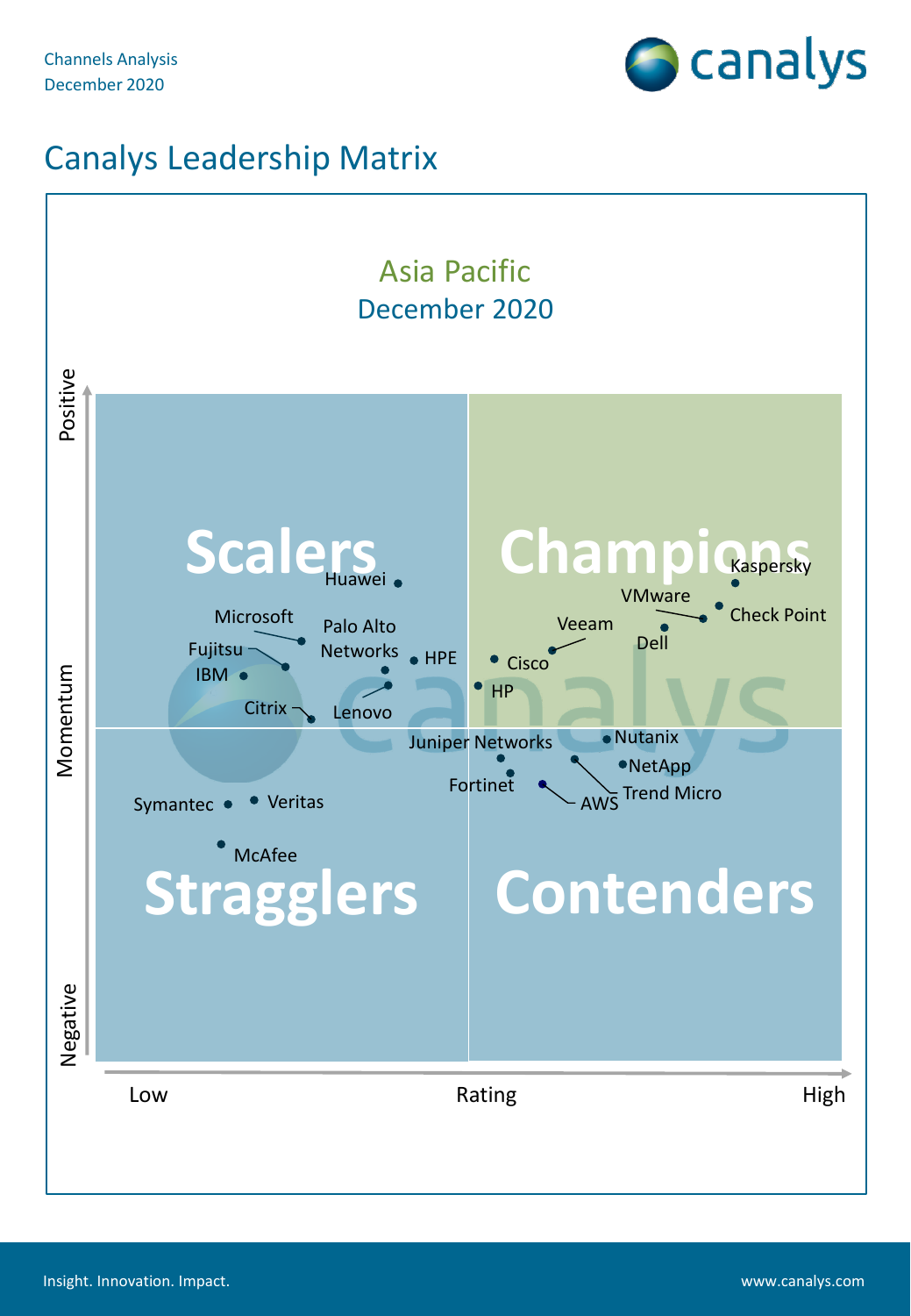Channels Analysis
December 2020

# Canalys Leadership Matrix

## Asia Pacific
December 2020

**Scalers**: Huawei, Microsoft, Palo Alto Networks, HPE, Fujitsu, IBM, Citrix, Lenovo

**Champions**: Kaspersky, VMware, Check Point, Veeam, Dell, Cisco, HP

**Stragglers**: Symantec, Veritas, McAfee

**Contenders**: Juniper Networks, Nutanix, NetApp, Fortinet, AWS, Trend Micro

Momentum (Negative – Positive)

Rating (Low – High)

Insight. Innovation. Impact.

www.canalys.com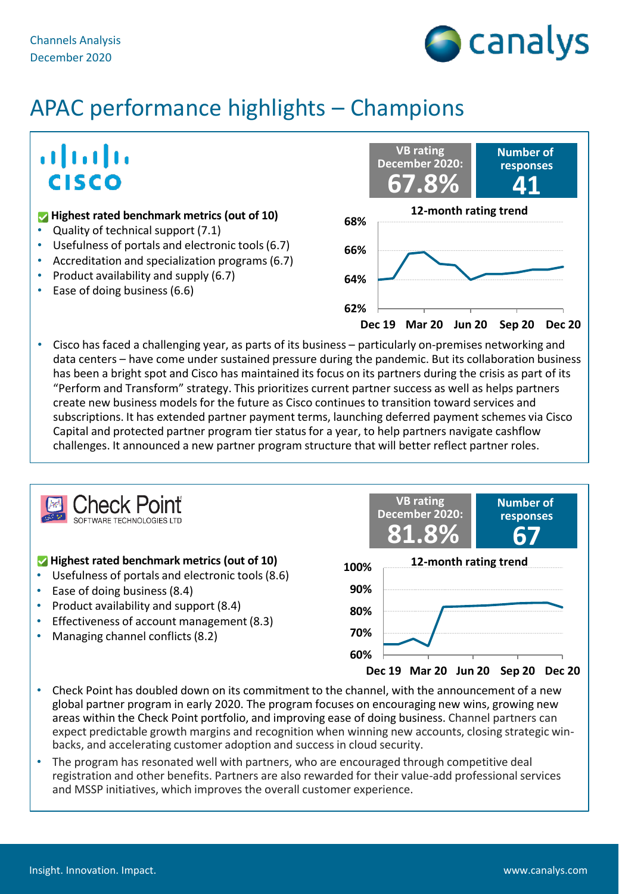Channels Analysis
December 2020

# APAC performance highlights – Champions

## Cisco

**VB rating December 2020: 67.8%**

**Number of responses: 41**

**Highest rated benchmark metrics (out of 10)**

- Quality of technical support (7.1)
- Usefulness of portals and electronic tools (6.7)
- Accreditation and specialization programs (6.7)
- Product availability and supply (6.7)
- Ease of doing business (6.6)

**12-month rating trend**

- Cisco has faced a challenging year, as parts of its business – particularly on-premises networking and data centers – have come under sustained pressure during the pandemic. But its collaboration business has been a bright spot and Cisco has maintained its focus on its partners during the crisis as part of its "Perform and Transform" strategy. This prioritizes current partner success as well as helps partners create new business models for the future as Cisco continues to transition toward services and subscriptions. It has extended partner payment terms, launching deferred payment schemes via Cisco Capital and protected partner program tier status for a year, to help partners navigate cashflow challenges. It announced a new partner program structure that will better reflect partner roles.

## Check Point Software Technologies LTD

**VB rating December 2020: 81.8%**

**Number of responses: 67**

**Highest rated benchmark metrics (out of 10)**

- Usefulness of portals and electronic tools (8.6)
- Ease of doing business (8.4)
- Product availability and support (8.4)
- Effectiveness of account management (8.3)
- Managing channel conflicts (8.2)

**12-month rating trend**

- Check Point has doubled down on its commitment to the channel, with the announcement of a new global partner program in early 2020. The program focuses on encouraging new wins, growing new areas within the Check Point portfolio, and improving ease of doing business. Channel partners can expect predictable growth margins and recognition when winning new accounts, closing strategic win-backs, and accelerating customer adoption and success in cloud security.
- The program has resonated well with partners, who are encouraged through competitive deal registration and other benefits. Partners are also rewarded for their value-add professional services and MSSP initiatives, which improves the overall customer experience.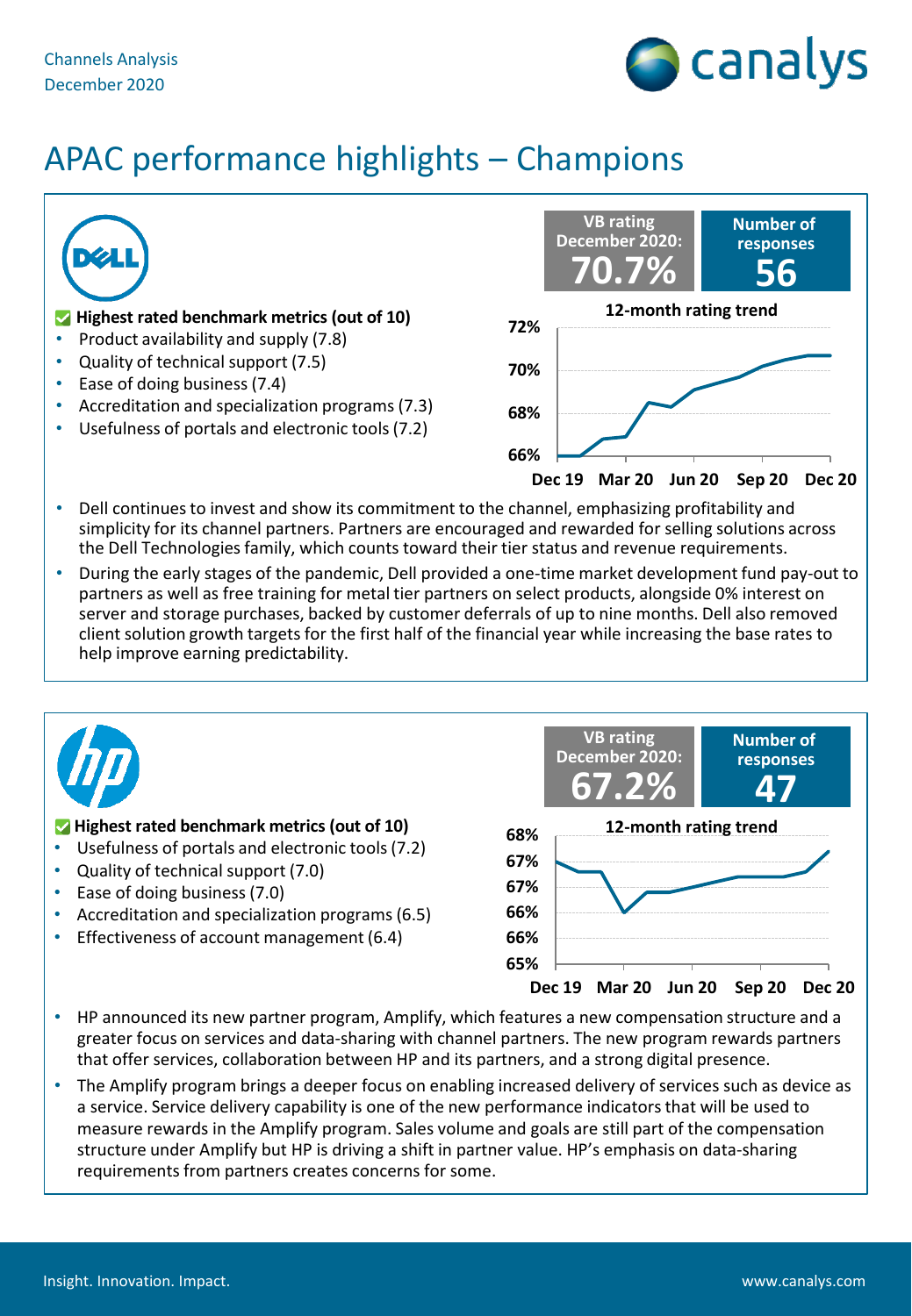Channels Analysis
December 2020

# APAC performance highlights – Champions

## Dell

**VB rating December 2020: 70.7%**

**Number of responses: 56**

**Highest rated benchmark metrics (out of 10)**

- Product availability and supply (7.8)
- Quality of technical support (7.5)
- Ease of doing business (7.4)
- Accreditation and specialization programs (7.3)
- Usefulness of portals and electronic tools (7.2)

**12-month rating trend**

- Dell continues to invest and show its commitment to the channel, emphasizing profitability and simplicity for its channel partners. Partners are encouraged and rewarded for selling solutions across the Dell Technologies family, which counts toward their tier status and revenue requirements.
- During the early stages of the pandemic, Dell provided a one-time market development fund pay-out to partners as well as free training for metal tier partners on select products, alongside 0% interest on server and storage purchases, backed by customer deferrals of up to nine months. Dell also removed client solution growth targets for the first half of the financial year while increasing the base rates to help improve earning predictability.

## HP

**VB rating December 2020: 67.2%**

**Number of responses: 47**

**Highest rated benchmark metrics (out of 10)**

- Usefulness of portals and electronic tools (7.2)
- Quality of technical support (7.0)
- Ease of doing business (7.0)
- Accreditation and specialization programs (6.5)
- Effectiveness of account management (6.4)

**12-month rating trend**

- HP announced its new partner program, Amplify, which features a new compensation structure and a greater focus on services and data-sharing with channel partners. The new program rewards partners that offer services, collaboration between HP and its partners, and a strong digital presence.
- The Amplify program brings a deeper focus on enabling increased delivery of services such as device as a service. Service delivery capability is one of the new performance indicators that will be used to measure rewards in the Amplify program. Sales volume and goals are still part of the compensation structure under Amplify but HP is driving a shift in partner value. HP's emphasis on data-sharing requirements from partners creates concerns for some.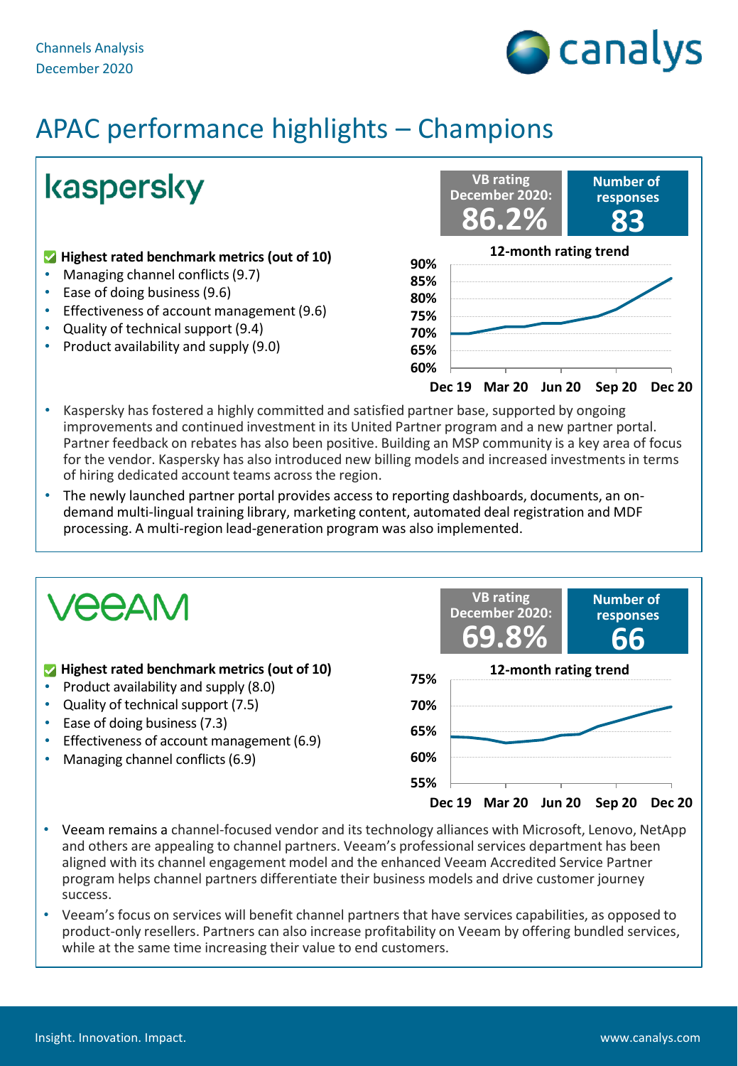# APAC performance highlights – Champions

## kaspersky

**VB rating December 2020: 86.2%**

**Number of responses: 83**

**Highest rated benchmark metrics (out of 10)**

- Managing channel conflicts (9.7)
- Ease of doing business (9.6)
- Effectiveness of account management (9.6)
- Quality of technical support (9.4)
- Product availability and supply (9.0)

**12-month rating trend**

- Kaspersky has fostered a highly committed and satisfied partner base, supported by ongoing improvements and continued investment in its United Partner program and a new partner portal. Partner feedback on rebates has also been positive. Building an MSP community is a key area of focus for the vendor. Kaspersky has also introduced new billing models and increased investments in terms of hiring dedicated account teams across the region.
- The newly launched partner portal provides access to reporting dashboards, documents, an on-demand multi-lingual training library, marketing content, automated deal registration and MDF processing. A multi-region lead-generation program was also implemented.

## veeam

**VB rating December 2020: 69.8%**

**Number of responses: 66**

**Highest rated benchmark metrics (out of 10)**

- Product availability and supply (8.0)
- Quality of technical support (7.5)
- Ease of doing business (7.3)
- Effectiveness of account management (6.9)
- Managing channel conflicts (6.9)

**12-month rating trend**

- Veeam remains a channel-focused vendor and its technology alliances with Microsoft, Lenovo, NetApp and others are appealing to channel partners. Veeam's professional services department has been aligned with its channel engagement model and the enhanced Veeam Accredited Service Partner program helps channel partners differentiate their business models and drive customer journey success.
- Veeam's focus on services will benefit channel partners that have services capabilities, as opposed to product-only resellers. Partners can also increase profitability on Veeam by offering bundled services, while at the same time increasing their value to end customers.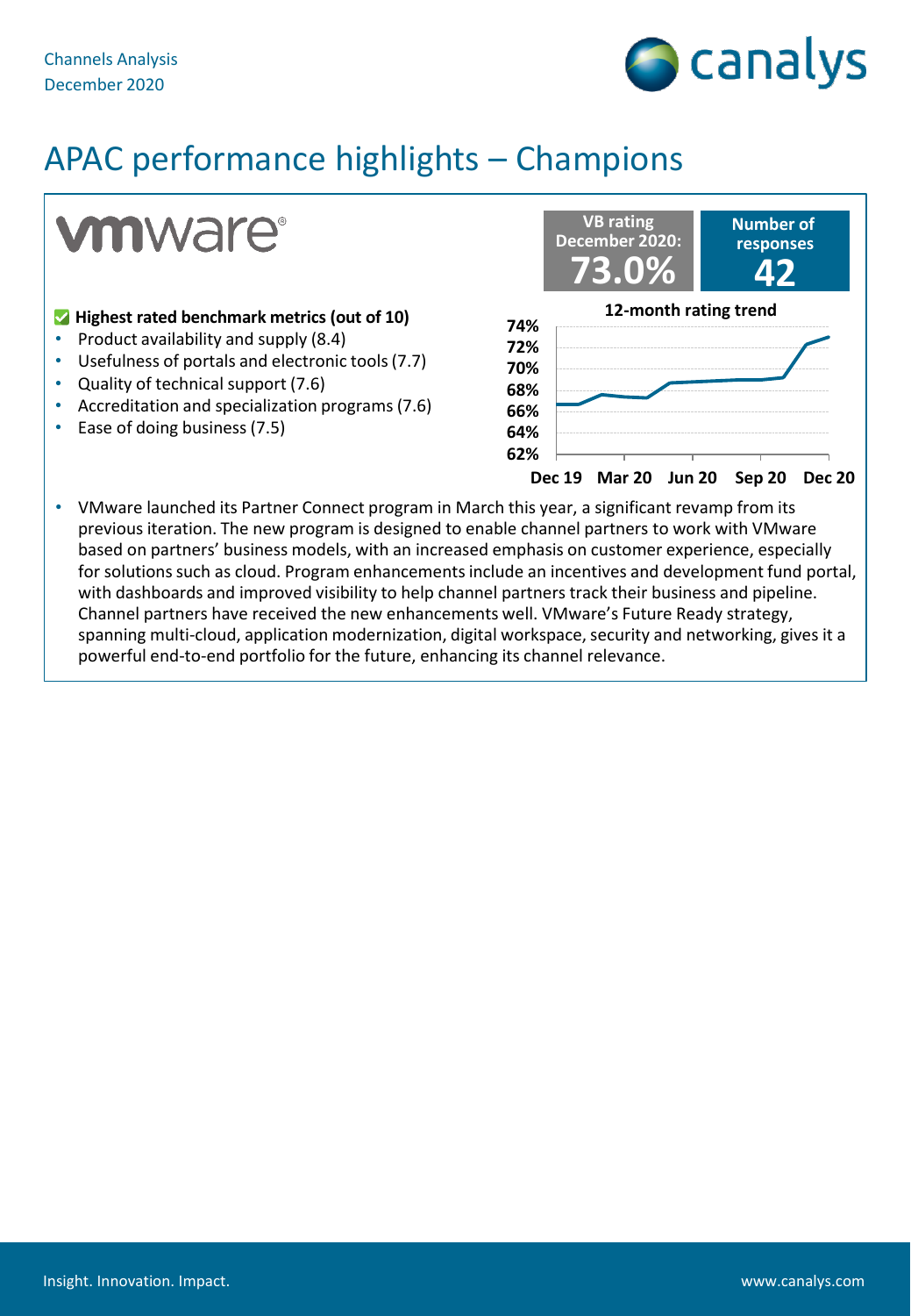Channels Analysis
December 2020

# APAC performance highlights – Champions

## vmware

**VB rating December 2020: 73.0%**

**Number of responses 42**

**Highest rated benchmark metrics (out of 10)**

- Product availability and supply (8.4)
- Usefulness of portals and electronic tools (7.7)
- Quality of technical support (7.6)
- Accreditation and specialization programs (7.6)
- Ease of doing business (7.5)

**12-month rating trend**

74%
72%
70%
68%
66%
64%
62%

Dec 19 Mar 20 Jun 20 Sep 20 Dec 20

- VMware launched its Partner Connect program in March this year, a significant revamp from its previous iteration. The new program is designed to enable channel partners to work with VMware based on partners' business models, with an increased emphasis on customer experience, especially for solutions such as cloud. Program enhancements include an incentives and development fund portal, with dashboards and improved visibility to help channel partners track their business and pipeline. Channel partners have received the new enhancements well. VMware's Future Ready strategy, spanning multi-cloud, application modernization, digital workspace, security and networking, gives it a powerful end-to-end portfolio for the future, enhancing its channel relevance.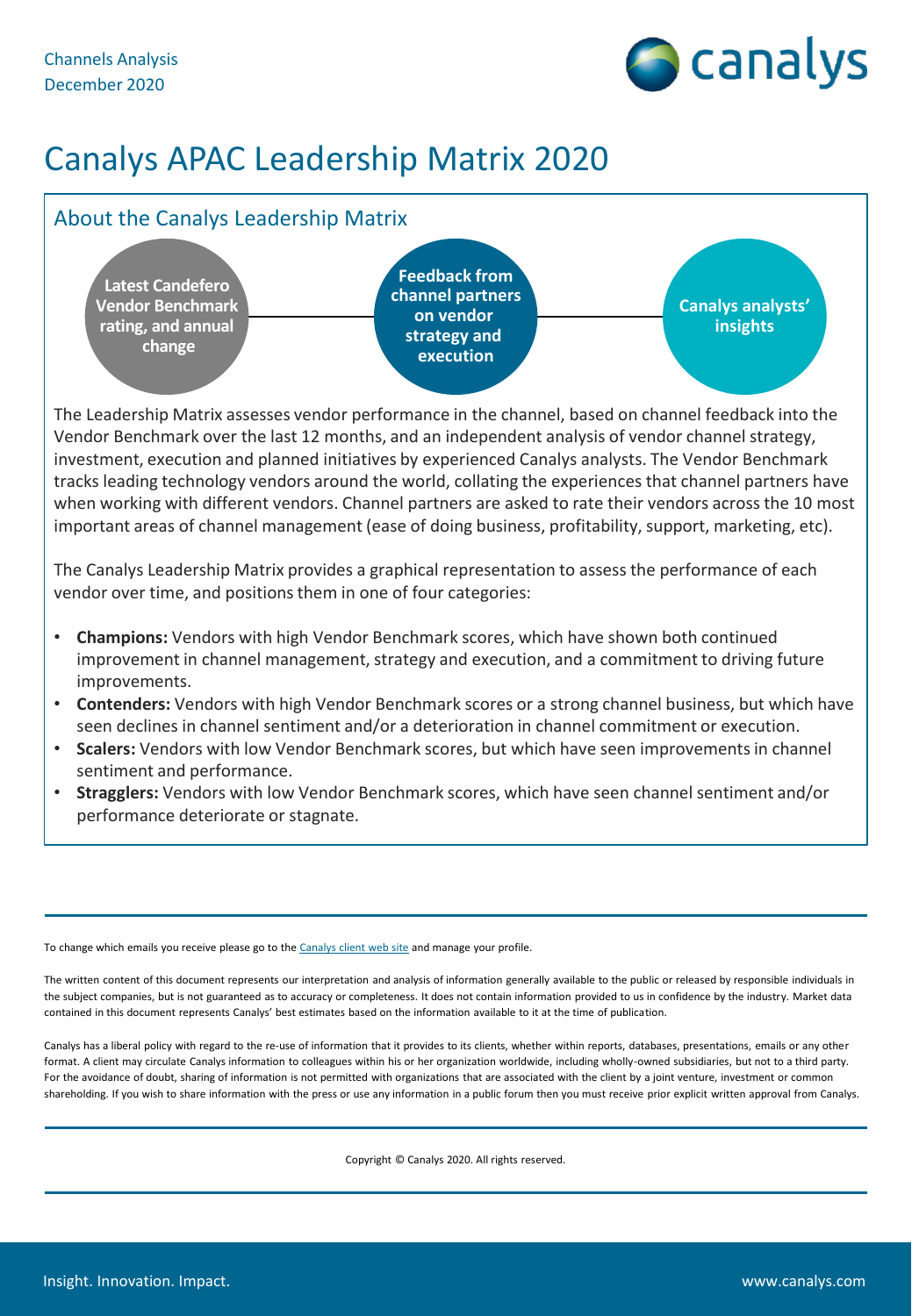Channels Analysis
December 2020

# Canalys APAC Leadership Matrix 2020

## About the Canalys Leadership Matrix

**Latest Candefero Vendor Benchmark rating, and annual change**

**Feedback from channel partners on vendor strategy and execution**

**Canalys analysts' insights**

The Leadership Matrix assesses vendor performance in the channel, based on channel feedback into the Vendor Benchmark over the last 12 months, and an independent analysis of vendor channel strategy, investment, execution and planned initiatives by experienced Canalys analysts. The Vendor Benchmark tracks leading technology vendors around the world, collating the experiences that channel partners have when working with different vendors. Channel partners are asked to rate their vendors across the 10 most important areas of channel management (ease of doing business, profitability, support, marketing, etc).

The Canalys Leadership Matrix provides a graphical representation to assess the performance of each vendor over time, and positions them in one of four categories:

- **Champions:** Vendors with high Vendor Benchmark scores, which have shown both continued improvement in channel management, strategy and execution, and a commitment to driving future improvements.
- **Contenders:** Vendors with high Vendor Benchmark scores or a strong channel business, but which have seen declines in channel sentiment and/or a deterioration in channel commitment or execution.
- **Scalers:** Vendors with low Vendor Benchmark scores, but which have seen improvements in channel sentiment and performance.
- **Stragglers:** Vendors with low Vendor Benchmark scores, which have seen channel sentiment and/or performance deteriorate or stagnate.

To change which emails you receive please go to the Canalys client web site and manage your profile.

The written content of this document represents our interpretation and analysis of information generally available to the public or released by responsible individuals in the subject companies, but is not guaranteed as to accuracy or completeness. It does not contain information provided to us in confidence by the industry. Market data contained in this document represents Canalys' best estimates based on the information available to it at the time of publication.

Canalys has a liberal policy with regard to the re-use of information that it provides to its clients, whether within reports, databases, presentations, emails or any other format. A client may circulate Canalys information to colleagues within his or her organization worldwide, including wholly-owned subsidiaries, but not to a third party. For the avoidance of doubt, sharing of information is not permitted with organizations that are associated with the client by a joint venture, investment or common shareholding. If you wish to share information with the press or use any information in a public forum then you must receive prior explicit written approval from Canalys.

Copyright © Canalys 2020. All rights reserved.

Insight. Innovation. Impact. www.canalys.com